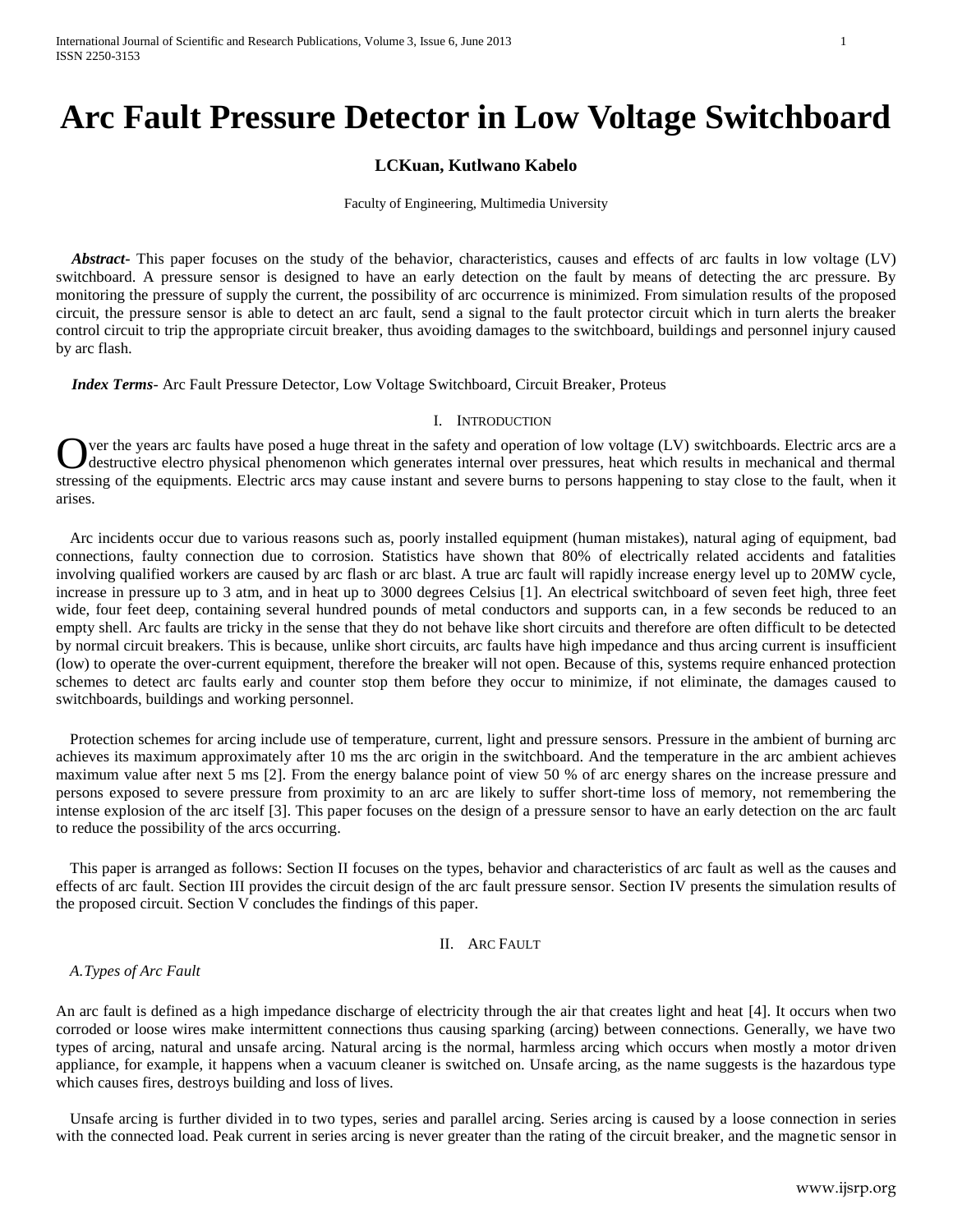# Arc Fault Pressure Detector in Low Voltage Switchboard

**LCKuan, Kutlwano Kabelo**

Faculty of Engineering, Multimedia University

***Abstract-*** This paper focuses on the study of the behavior, characteristics, causes and effects of arc faults in low voltage (LV) switchboard. A pressure sensor is designed to have an early detection on the fault by means of detecting the arc pressure. By monitoring the pressure of supply the current, the possibility of arc occurrence is minimized. From simulation results of the proposed circuit, the pressure sensor is able to detect an arc fault, send a signal to the fault protector circuit which in turn alerts the breaker control circuit to trip the appropriate circuit breaker, thus avoiding damages to the switchboard, buildings and personnel injury caused by arc flash.

***Index Terms-*** Arc Fault Pressure Detector, Low Voltage Switchboard, Circuit Breaker, Proteus

## I. Introduction

Over the years arc faults have posed a huge threat in the safety and operation of low voltage (LV) switchboards. Electric arcs are a destructive electro physical phenomenon which generates internal over pressures, heat which results in mechanical and thermal stressing of the equipments. Electric arcs may cause instant and severe burns to persons happening to stay close to the fault, when it arises.

Arc incidents occur due to various reasons such as, poorly installed equipment (human mistakes), natural aging of equipment, bad connections, faulty connection due to corrosion. Statistics have shown that 80% of electrically related accidents and fatalities involving qualified workers are caused by arc flash or arc blast. A true arc fault will rapidly increase energy level up to 20MW cycle, increase in pressure up to 3 atm, and in heat up to 3000 degrees Celsius [1]. An electrical switchboard of seven feet high, three feet wide, four feet deep, containing several hundred pounds of metal conductors and supports can, in a few seconds be reduced to an empty shell. Arc faults are tricky in the sense that they do not behave like short circuits and therefore are often difficult to be detected by normal circuit breakers. This is because, unlike short circuits, arc faults have high impedance and thus arcing current is insufficient (low) to operate the over-current equipment, therefore the breaker will not open. Because of this, systems require enhanced protection schemes to detect arc faults early and counter stop them before they occur to minimize, if not eliminate, the damages caused to switchboards, buildings and working personnel.

Protection schemes for arcing include use of temperature, current, light and pressure sensors. Pressure in the ambient of burning arc achieves its maximum approximately after 10 ms the arc origin in the switchboard. And the temperature in the arc ambient achieves maximum value after next 5 ms [2]. From the energy balance point of view 50 % of arc energy shares on the increase pressure and persons exposed to severe pressure from proximity to an arc are likely to suffer short-time loss of memory, not remembering the intense explosion of the arc itself [3]. This paper focuses on the design of a pressure sensor to have an early detection on the arc fault to reduce the possibility of the arcs occurring.

This paper is arranged as follows: Section II focuses on the types, behavior and characteristics of arc fault as well as the causes and effects of arc fault. Section III provides the circuit design of the arc fault pressure sensor. Section IV presents the simulation results of the proposed circuit. Section V concludes the findings of this paper.

## II. Arc Fault

### *A. Types of Arc Fault*

An arc fault is defined as a high impedance discharge of electricity through the air that creates light and heat [4]. It occurs when two corroded or loose wires make intermittent connections thus causing sparking (arcing) between connections. Generally, we have two types of arcing, natural and unsafe arcing. Natural arcing is the normal, harmless arcing which occurs when mostly a motor driven appliance, for example, it happens when a vacuum cleaner is switched on. Unsafe arcing, as the name suggests is the hazardous type which causes fires, destroys building and loss of lives.

Unsafe arcing is further divided in to two types, series and parallel arcing. Series arcing is caused by a loose connection in series with the connected load. Peak current in series arcing is never greater than the rating of the circuit breaker, and the magnetic sensor in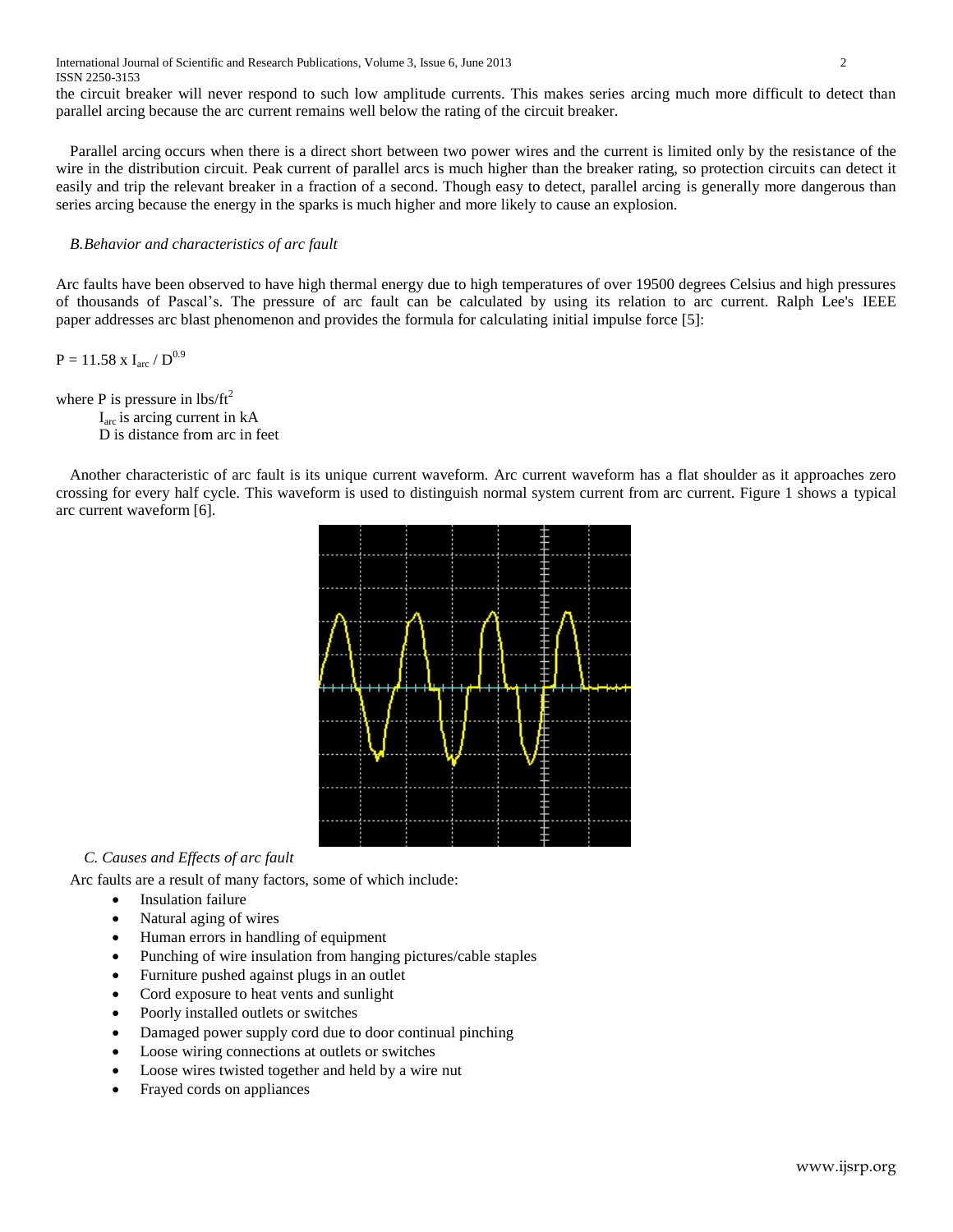the circuit breaker will never respond to such low amplitude currents. This makes series arcing much more difficult to detect than parallel arcing because the arc current remains well below the rating of the circuit breaker.

Parallel arcing occurs when there is a direct short between two power wires and the current is limited only by the resistance of the wire in the distribution circuit. Peak current of parallel arcs is much higher than the breaker rating, so protection circuits can detect it easily and trip the relevant breaker in a fraction of a second. Though easy to detect, parallel arcing is generally more dangerous than series arcing because the energy in the sparks is much higher and more likely to cause an explosion.

### *B. Behavior and characteristics of arc fault*

Arc faults have been observed to have high thermal energy due to high temperatures of over 19500 degrees Celsius and high pressures of thousands of Pascal's. The pressure of arc fault can be calculated by using its relation to arc current. Ralph Lee's IEEE paper addresses arc blast phenomenon and provides the formula for calculating initial impulse force [5]:

$$P = 11.58 \times I_{arc} / D^{0.9}$$

where P is pressure in lbs/ft$^2$
$I_{arc}$ is arcing current in kA
D is distance from arc in feet

Another characteristic of arc fault is its unique current waveform. Arc current waveform has a flat shoulder as it approaches zero crossing for every half cycle. This waveform is used to distinguish normal system current from arc current. Figure 1 shows a typical arc current waveform [6].

### *C. Causes and Effects of arc fault*

Arc faults are a result of many factors, some of which include:

- Insulation failure
- Natural aging of wires
- Human errors in handling of equipment
- Punching of wire insulation from hanging pictures/cable staples
- Furniture pushed against plugs in an outlet
- Cord exposure to heat vents and sunlight
- Poorly installed outlets or switches
- Damaged power supply cord due to door continual pinching
- Loose wiring connections at outlets or switches
- Loose wires twisted together and held by a wire nut
- Frayed cords on appliances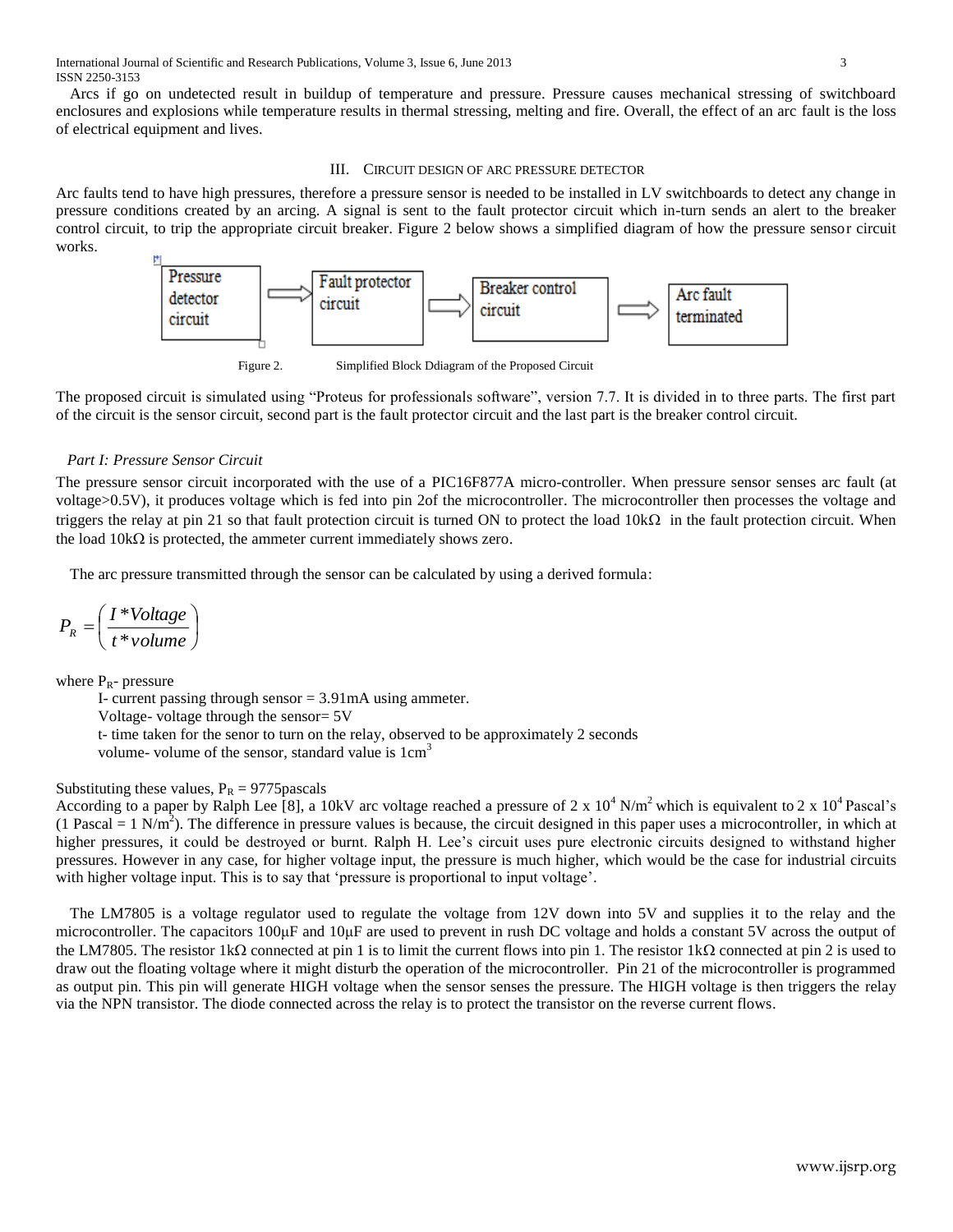Arcs if go on undetected result in buildup of temperature and pressure. Pressure causes mechanical stressing of switchboard enclosures and explosions while temperature results in thermal stressing, melting and fire. Overall, the effect of an arc fault is the loss of electrical equipment and lives.

## III. CIRCUIT DESIGN OF ARC PRESSURE DETECTOR

Arc faults tend to have high pressures, therefore a pressure sensor is needed to be installed in LV switchboards to detect any change in pressure conditions created by an arcing. A signal is sent to the fault protector circuit which in-turn sends an alert to the breaker control circuit, to trip the appropriate circuit breaker. Figure 2 below shows a simplified diagram of how the pressure sensor circuit works.

Pressure detector circuit ⇒ Fault protector circuit ⇒ Breaker control circuit ⇒ Arc fault terminated

Figure 2. Simplified Block Ddiagram of the Proposed Circuit

The proposed circuit is simulated using "Proteus for professionals software", version 7.7. It is divided in to three parts. The first part of the circuit is the sensor circuit, second part is the fault protector circuit and the last part is the breaker control circuit.

*Part I: Pressure Sensor Circuit*

The pressure sensor circuit incorporated with the use of a PIC16F877A micro-controller. When pressure sensor senses arc fault (at voltage>0.5V), it produces voltage which is fed into pin 2of the microcontroller. The microcontroller then processes the voltage and triggers the relay at pin 21 so that fault protection circuit is turned ON to protect the load 10kΩ in the fault protection circuit. When the load 10kΩ is protected, the ammeter current immediately shows zero.

The arc pressure transmitted through the sensor can be calculated by using a derived formula:

$$P_R = \left( \frac{I * Voltage}{t * volume} \right)$$

where $P_R$- pressure

I- current passing through sensor = 3.91mA using ammeter.

Voltage- voltage through the sensor= 5V

t- time taken for the senor to turn on the relay, observed to be approximately 2 seconds

volume- volume of the sensor, standard value is $1cm^3$

Substituting these values, $P_R$ = 9775pascals

According to a paper by Ralph Lee [8], a 10kV arc voltage reached a pressure of $2 \times 10^4$ $N/m^2$ which is equivalent to $2 \times 10^4$ Pascal's (1 Pascal = 1 $N/m^2$). The difference in pressure values is because, the circuit designed in this paper uses a microcontroller, in which at higher pressures, it could be destroyed or burnt. Ralph H. Lee's circuit uses pure electronic circuits designed to withstand higher pressures. However in any case, for higher voltage input, the pressure is much higher, which would be the case for industrial circuits with higher voltage input. This is to say that 'pressure is proportional to input voltage'.

The LM7805 is a voltage regulator used to regulate the voltage from 12V down into 5V and supplies it to the relay and the microcontroller. The capacitors 100μF and 10μF are used to prevent in rush DC voltage and holds a constant 5V across the output of the LM7805. The resistor 1kΩ connected at pin 1 is to limit the current flows into pin 1. The resistor 1kΩ connected at pin 2 is used to draw out the floating voltage where it might disturb the operation of the microcontroller. Pin 21 of the microcontroller is programmed as output pin. This pin will generate HIGH voltage when the sensor senses the pressure. The HIGH voltage is then triggers the relay via the NPN transistor. The diode connected across the relay is to protect the transistor on the reverse current flows.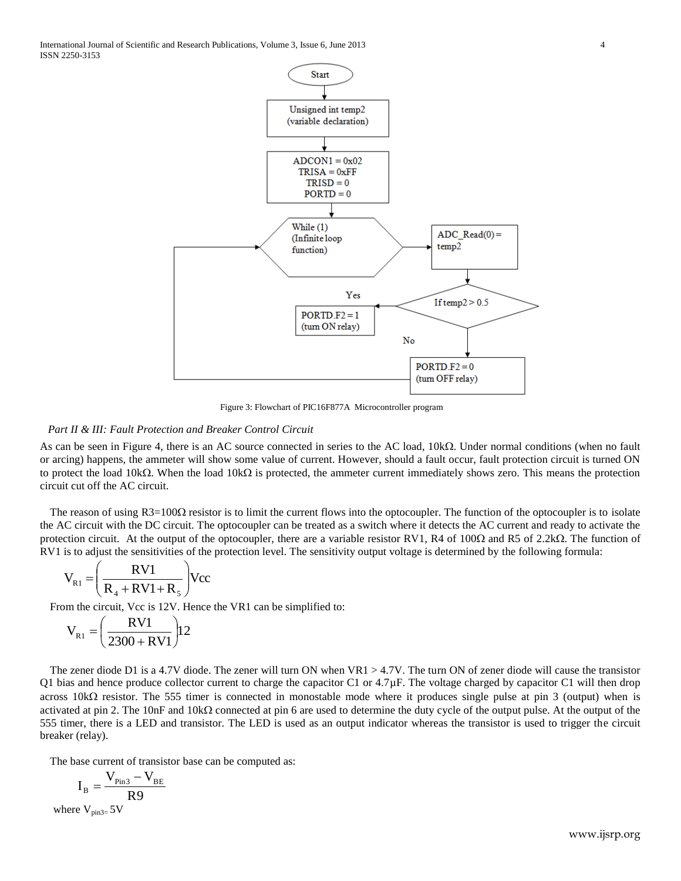Figure 3: Flowchart of PIC16F877A Microcontroller program

*Part II & III: Fault Protection and Breaker Control Circuit*

As can be seen in Figure 4, there is an AC source connected in series to the AC load, 10kΩ. Under normal conditions (when no fault or arcing) happens, the ammeter will show some value of current. However, should a fault occur, fault protection circuit is turned ON to protect the load 10kΩ. When the load 10kΩ is protected, the ammeter current immediately shows zero. This means the protection circuit cut off the AC circuit.

The reason of using R3=100Ω resistor is to limit the current flows into the optocoupler. The function of the optocoupler is to isolate the AC circuit with the DC circuit. The optocoupler can be treated as a switch where it detects the AC current and ready to activate the protection circuit. At the output of the optocoupler, there are a variable resistor RV1, R4 of 100Ω and R5 of 2.2kΩ. The function of RV1 is to adjust the sensitivities of the protection level. The sensitivity output voltage is determined by the following formula:

$$V_{R1} = \left(\frac{RV1}{R_4 + RV1 + R_5}\right)Vcc$$

From the circuit, Vcc is 12V. Hence the VR1 can be simplified to:

$$V_{R1} = \left(\frac{RV1}{2300 + RV1}\right)12$$

The zener diode D1 is a 4.7V diode. The zener will turn ON when VR1 > 4.7V. The turn ON of zener diode will cause the transistor Q1 bias and hence produce collector current to charge the capacitor C1 or 4.7µF. The voltage charged by capacitor C1 will then drop across 10kΩ resistor. The 555 timer is connected in monostable mode where it produces single pulse at pin 3 (output) when is activated at pin 2. The 10nF and 10kΩ connected at pin 6 are used to determine the duty cycle of the output pulse. At the output of the 555 timer, there is a LED and transistor. The LED is used as an output indicator whereas the transistor is used to trigger the circuit breaker (relay).

The base current of transistor base can be computed as:

$$I_B = \frac{V_{Pin3} - V_{BE}}{R9}$$

where $V_{pin3} = 5V$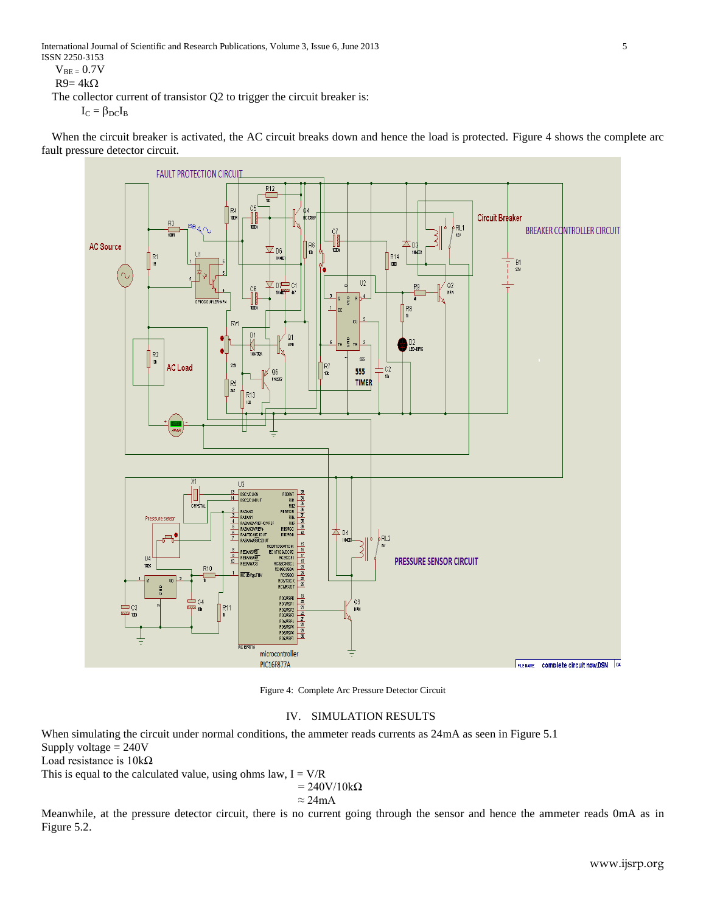$V_{BE} = 0.7V$

$R9 = 4k\Omega$

The collector current of transistor Q2 to trigger the circuit breaker is:

$$I_C = \beta_{DC} I_B$$

When the circuit breaker is activated, the AC circuit breaks down and hence the load is protected. Figure 4 shows the complete arc fault pressure detector circuit.

Figure 4: Complete Arc Pressure Detector Circuit

## IV. SIMULATION RESULTS

When simulating the circuit under normal conditions, the ammeter reads currents as 24mA as seen in Figure 5.1

Supply voltage = 240V

Load resistance is 10kΩ

This is equal to the calculated value, using ohms law, $I = V/R$

$$= 240V/10k\Omega$$

$$\approx 24mA$$

Meanwhile, at the pressure detector circuit, there is no current going through the sensor and hence the ammeter reads 0mA as in Figure 5.2.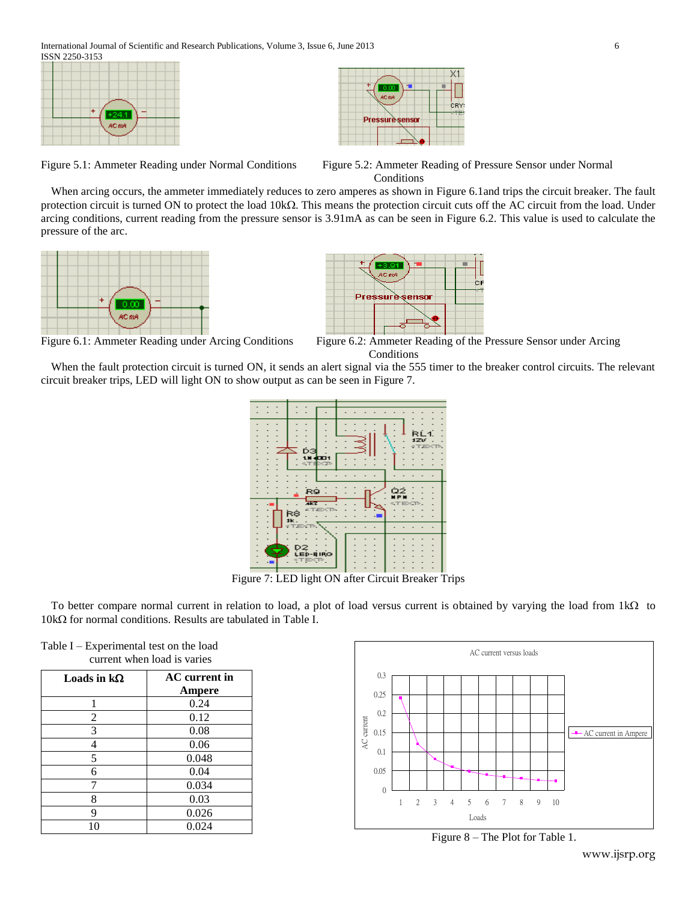Figure 5.1: Ammeter Reading under Normal Conditions

Figure 5.2: Ammeter Reading of Pressure Sensor under Normal Conditions

When arcing occurs, the ammeter immediately reduces to zero amperes as shown in Figure 6.1and trips the circuit breaker. The fault protection circuit is turned ON to protect the load 10kΩ. This means the protection circuit cuts off the AC circuit from the load. Under arcing conditions, current reading from the pressure sensor is 3.91mA as can be seen in Figure 6.2. This value is used to calculate the pressure of the arc.

Figure 6.1: Ammeter Reading under Arcing Conditions

Figure 6.2: Ammeter Reading of the Pressure Sensor under Arcing Conditions

When the fault protection circuit is turned ON, it sends an alert signal via the 555 timer to the breaker control circuits. The relevant circuit breaker trips, LED will light ON to show output as can be seen in Figure 7.

Figure 7: LED light ON after Circuit Breaker Trips

To better compare normal current in relation to load, a plot of load versus current is obtained by varying the load from 1kΩ to 10kΩ for normal conditions. Results are tabulated in Table I.

Table I – Experimental test on the load current when load is varies

| Loads in kΩ | AC current in Ampere |
|---|---|
| 1 | 0.24 |
| 2 | 0.12 |
| 3 | 0.08 |
| 4 | 0.06 |
| 5 | 0.048 |
| 6 | 0.04 |
| 7 | 0.034 |
| 8 | 0.03 |
| 9 | 0.026 |
| 10 | 0.024 |

Figure 8 – The Plot for Table 1.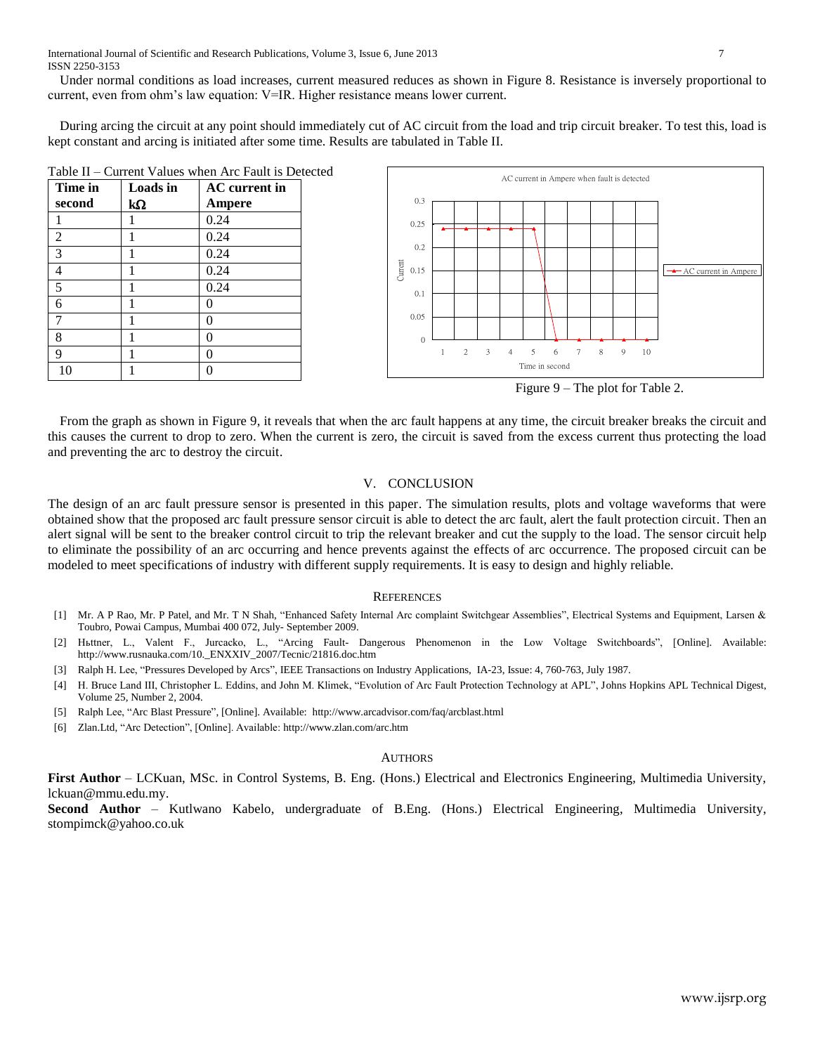Under normal conditions as load increases, current measured reduces as shown in Figure 8. Resistance is inversely proportional to current, even from ohm's law equation: V=IR. Higher resistance means lower current.

During arcing the circuit at any point should immediately cut of AC circuit from the load and trip circuit breaker. To test this, load is kept constant and arcing is initiated after some time. Results are tabulated in Table II.

Table II – Current Values when Arc Fault is Detected

| Time in second | Loads in kΩ | AC current in Ampere |
|---|---|---|
| 1 | 1 | 0.24 |
| 2 | 1 | 0.24 |
| 3 | 1 | 0.24 |
| 4 | 1 | 0.24 |
| 5 | 1 | 0.24 |
| 6 | 1 | 0 |
| 7 | 1 | 0 |
| 8 | 1 | 0 |
| 9 | 1 | 0 |
| 10 | 1 | 0 |

AC current in Ampere when fault is detected

Current

0.3
0.25
0.2
0.15
0.1
0.05
0

1 2 3 4 5 6 7 8 9 10

Time in second

AC current in Ampere

Figure 9 – The plot for Table 2.

From the graph as shown in Figure 9, it reveals that when the arc fault happens at any time, the circuit breaker breaks the circuit and this causes the current to drop to zero. When the current is zero, the circuit is saved from the excess current thus protecting the load and preventing the arc to destroy the circuit.

## V. CONCLUSION

The design of an arc fault pressure sensor is presented in this paper. The simulation results, plots and voltage waveforms that were obtained show that the proposed arc fault pressure sensor circuit is able to detect the arc fault, alert the fault protection circuit. Then an alert signal will be sent to the breaker control circuit to trip the relevant breaker and cut the supply to the load. The sensor circuit help to eliminate the possibility of an arc occurring and hence prevents against the effects of arc occurrence. The proposed circuit can be modeled to meet specifications of industry with different supply requirements. It is easy to design and highly reliable.

## REFERENCES

[1] Mr. A P Rao, Mr. P Patel, and Mr. T N Shah, "Enhanced Safety Internal Arc complaint Switchgear Assemblies", Electrical Systems and Equipment, Larsen & Toubro, Powai Campus, Mumbai 400 072, July- September 2009.

[2] Hьttner, L., Valent F., Jurcacko, L., "Arcing Fault- Dangerous Phenomenon in the Low Voltage Switchboards", [Online]. Available: http://www.rusnauka.com/10._ENXXIV_2007/Tecnic/21816.doc.htm

[3] Ralph H. Lee, "Pressures Developed by Arcs", IEEE Transactions on Industry Applications, IA-23, Issue: 4, 760-763, July 1987.

[4] H. Bruce Land III, Christopher L. Eddins, and John M. Klimek, "Evolution of Arc Fault Protection Technology at APL", Johns Hopkins APL Technical Digest, Volume 25, Number 2, 2004.

[5] Ralph Lee, "Arc Blast Pressure", [Online]. Available: http://www.arcadvisor.com/faq/arcblast.html

[6] Zlan.Ltd, "Arc Detection", [Online]. Available: http://www.zlan.com/arc.htm

## AUTHORS

**First Author** – LCKuan, MSc. in Control Systems, B. Eng. (Hons.) Electrical and Electronics Engineering, Multimedia University, lckuan@mmu.edu.my.

**Second Author** – Kutlwano Kabelo, undergraduate of B.Eng. (Hons.) Electrical Engineering, Multimedia University, stompimck@yahoo.co.uk